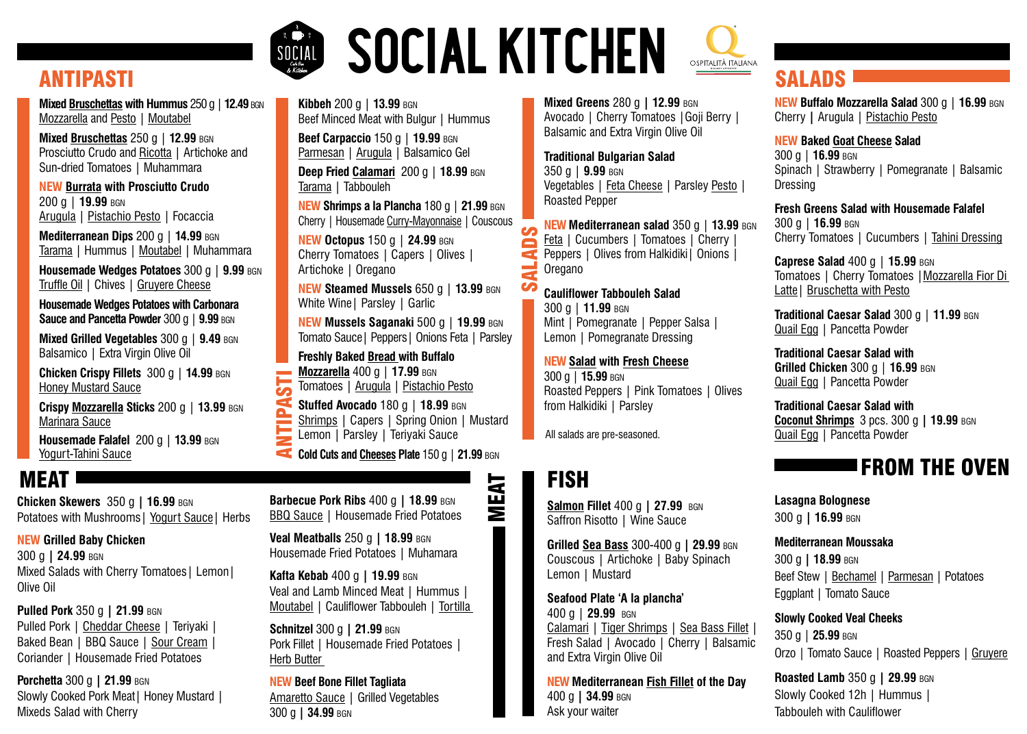# SOCIAL KITCHEN

## ANTIPASTI

**Mixed Bruschettas with Hummus** 250 g | **12.49** BGN
Mozzarella and Pesto | Moutabel

**Mixed Bruschettas** 250 g | **12.99** BGN
Prosciutto Crudo and Ricotta | Artichoke and Sun-dried Tomatoes | Muhammara

**NEW Burrata with Prosciutto Crudo**
200 g | **19.99** BGN
Arugula | Pistachio Pesto | Focaccia

**Mediterranean Dips** 200 g | **14.99** BGN
Tarama | Hummus | Moutabel | Muhammara

**Housemade Wedges Potatoes** 300 g | **9.99** BGN
Truffle Oil | Chives | Gruyere Cheese

**Housemade Wedges Potatoes with Carbonara Sauce and Pancetta Powder** 300 g | **9.99** BGN

**Mixed Grilled Vegetables** 300 g | **9.49** BGN
Balsamico | Extra Virgin Olive Oil

**Chicken Crispy Fillets** 300 g | **14.99** BGN
Honey Mustard Sauce

**Crispy Mozzarella Sticks** 200 g | **13.99** BGN
Marinara Sauce

**Housemade Falafel** 200 g | **13.99** BGN
Yogurt-Tahini Sauce

**Kibbeh** 200 g | **13.99** BGN
Beef Minced Meat with Bulgur | Hummus

**Beef Carpaccio** 150 g | **19.99** BGN
Parmesan | Arugula | Balsamico Gel

**Deep Fried Calamari** 200 g | **18.99** BGN
Tarama | Tabbouleh

**NEW Shrimps a la Plancha** 180 g | **21.99** BGN
Cherry | Housemade Curry-Mayonnaise | Couscous

**NEW Octopus** 150 g | **24.99** BGN
Cherry Tomatoes | Capers | Olives | Artichoke | Oregano

**NEW Steamed Mussels** 650 g | **13.99** BGN
White Wine | Parsley | Garlic

**NEW Mussels Saganaki** 500 g | **19.99** BGN
Tomato Sauce | Peppers | Onions Feta | Parsley

**Freshly Baked Bread with Buffalo Mozzarella** 400 g | **17.99** BGN
Tomatoes | Arugula | Pistachio Pesto

**Stuffed Avocado** 180 g | **18.99** BGN
Shrimps | Capers | Spring Onion | Mustard Lemon | Parsley | Teriyaki Sauce

**Cold Cuts and Cheeses Plate** 150 g | **21.99** BGN

## SALADS

**Mixed Greens** 280 g | **12.99** BGN
Avocado | Cherry Tomatoes | Goji Berry | Balsamic and Extra Virgin Olive Oil

**Traditional Bulgarian Salad**
350 g | **9.99** BGN
Vegetables | Feta Cheese | Parsley Pesto | Roasted Pepper

**NEW Mediterranean salad** 350 g | **13.99** BGN
Feta | Cucumbers | Tomatoes | Cherry | Peppers | Olives from Halkidiki | Onions | Oregano

**Cauliflower Tabbouleh Salad**
300 g | **11.99** BGN
Mint | Pomegranate | Pepper Salsa | Lemon | Pomegranate Dressing

**NEW Salad with Fresh Cheese**
300 g | **15.99** BGN
Roasted Peppers | Pink Tomatoes | Olives from Halkidiki | Parsley

All salads are pre-seasoned.

**NEW Buffalo Mozzarella Salad** 300 g | **16.99** BGN
Cherry | Arugula | Pistachio Pesto

**NEW Baked Goat Cheese Salad**
300 g | **16.99** BGN
Spinach | Strawberry | Pomegranate | Balsamic Dressing

**Fresh Greens Salad with Housemade Falafel**
300 g | **16.99** BGN
Cherry Tomatoes | Cucumbers | Tahini Dressing

**Caprese Salad** 400 g | **15.99** BGN
Tomatoes | Cherry Tomatoes | Mozzarella Fior Di Latte | Bruschetta with Pesto

**Traditional Caesar Salad** 300 g | **11.99** BGN
Quail Egg | Pancetta Powder

**Traditional Caesar Salad with Grilled Chicken** 300 g | **16.99** BGN
Quail Egg | Pancetta Powder

**Traditional Caesar Salad with Coconut Shrimps** 3 pcs. 300 g | **19.99** BGN
Quail Egg | Pancetta Powder

## MEAT

**Chicken Skewers** 350 g | **16.99** BGN
Potatoes with Mushrooms | Yogurt Sauce | Herbs

**NEW Grilled Baby Chicken**
300 g | **24.99** BGN
Mixed Salads with Cherry Tomatoes | Lemon | Olive Oil

**Pulled Pork** 350 g | **21.99** BGN
Pulled Pork | Cheddar Cheese | Teriyaki | Baked Bean | BBQ Sauce | Sour Cream | Coriander | Housemade Fried Potatoes

**Porchetta** 300 g | **21.99** BGN
Slowly Cooked Pork Meat | Honey Mustard | Mixeds Salad with Cherry

**Barbecue Pork Ribs** 400 g | **18.99** BGN
BBQ Sauce | Housemade Fried Potatoes

**Veal Meatballs** 250 g | **18.99** BGN
Housemade Fried Potatoes | Muhamara

**Kafta Kebab** 400 g | **19.99** BGN
Veal and Lamb Minced Meat | Hummus | Moutabel | Cauliflower Tabbouleh | Tortilla

**Schnitzel** 300 g | **21.99** BGN
Pork Fillet | Housemade Fried Potatoes | Herb Butter

**NEW Beef Bone Fillet Tagliata**
Amaretto Sauce | Grilled Vegetables
300 g | **34.99** BGN

## FISH

**Salmon Fillet** 400 g | **27.99** BGN
Saffron Risotto | Wine Sauce

**Grilled Sea Bass** 300-400 g | **29.99** BGN
Couscous | Artichoke | Baby Spinach
Lemon | Mustard

**Seafood Plate 'A la plancha'**
400 g | **29.99** BGN
Calamari | Tiger Shrimps | Sea Bass Fillet | Fresh Salad | Avocado | Cherry | Balsamic and Extra Virgin Olive Oil

**NEW Mediterranean Fish Fillet of the Day**
400 g | **34.99** BGN
Ask your waiter

## FROM THE OVEN

**Lasagna Bolognese**
300 g | **16.99** BGN

**Mediterranean Moussaka**
300 g | **18.99** BGN
Beef Stew | Bechamel | Parmesan | Potatoes Eggplant | Tomato Sauce

**Slowly Cooked Veal Cheeks**
350 g | **25.99** BGN
Orzo | Tomato Sauce | Roasted Peppers | Gruyere

**Roasted Lamb** 350 g | **29.99** BGN
Slowly Cooked 12h | Hummus | Tabbouleh with Cauliflower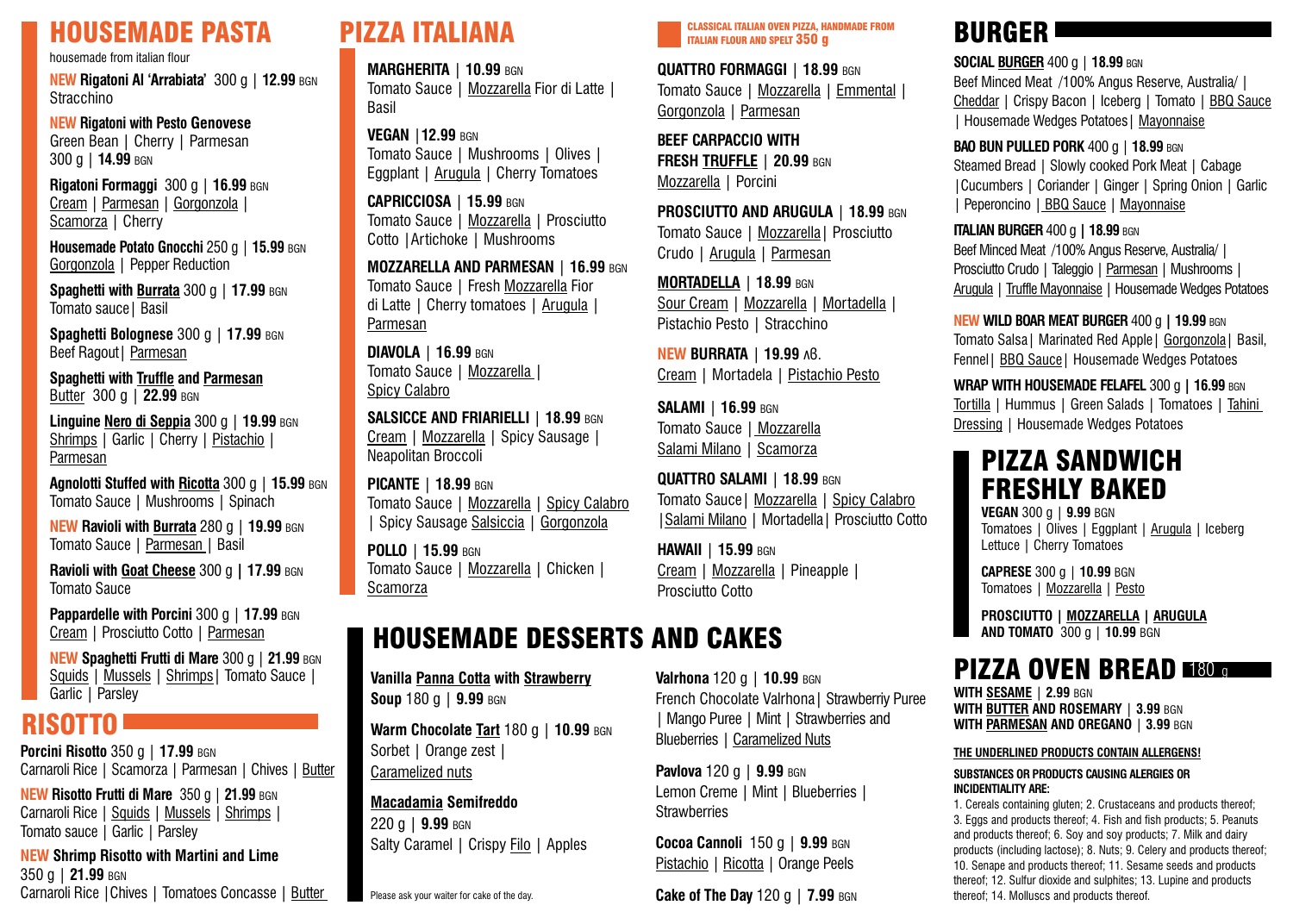# HOUSEMADE PASTA

housemade from italian flour

**NEW Rigatoni Al 'Arrabiata'** 300 g | **12.99** BGN
Stracchino

**NEW Rigatoni with Pesto Genovese**
Green Bean | Cherry | Parmesan
300 g | **14.99** BGN

**Rigatoni Formaggi** 300 g | **16.99** BGN
Cream | Parmesan | Gorgonzola | Scamorza | Cherry

**Housemade Potato Gnocchi** 250 g | **15.99** BGN
Gorgonzola | Pepper Reduction

**Spaghetti with Burrata** 300 g | **17.99** BGN
Tomato sauce | Basil

**Spaghetti Bolognese** 300 g | **17.99** BGN
Beef Ragout | Parmesan

**Spaghetti with Truffle and Parmesan**
Butter 300 g | **22.99** BGN

**Linguine Nero di Seppia** 300 g | **19.99** BGN
Shrimps | Garlic | Cherry | Pistachio | Parmesan

**Agnolotti Stuffed with Ricotta** 300 g | **15.99** BGN
Tomato Sauce | Mushrooms | Spinach

**NEW Ravioli with Burrata** 280 g | **19.99** BGN
Tomato Sauce | Parmesan | Basil

**Ravioli with Goat Cheese** 300 g | **17.99** BGN
Tomato Sauce

**Pappardelle with Porcini** 300 g | **17.99** BGN
Cream | Prosciutto Cotto | Parmesan

**NEW Spaghetti Frutti di Mare** 300 g | **21.99** BGN
Squids | Mussels | Shrimps | Tomato Sauce | Garlic | Parsley

# RISOTTO

**Porcini Risotto** 350 g | **17.99** BGN
Carnaroli Rice | Scamorza | Parmesan | Chives | Butter

**NEW Risotto Frutti di Mare** 350 g | **21.99** BGN
Carnaroli Rice | Squids | Mussels | Shrimps | Tomato sauce | Garlic | Parsley

**NEW Shrimp Risotto with Martini and Lime**
350 g | **21.99** BGN
Carnaroli Rice | Chives | Tomatoes Concasse | Butter

# PIZZA ITALIANA

CLASSICAL ITALIAN OVEN PIZZA, HANDMADE FROM ITALIAN FLOUR AND SPELT **350 g**

**MARGHERITA** | **10.99** BGN
Tomato Sauce | Mozzarella Fior di Latte | Basil

**VEGAN** | **12.99** BGN
Tomato Sauce | Mushrooms | Olives | Eggplant | Arugula | Cherry Tomatoes

**CAPRICCIOSA** | **15.99** BGN
Tomato Sauce | Mozzarella | Prosciutto Cotto | Artichoke | Mushrooms

**MOZZARELLA AND PARMESAN** | **16.99** BGN
Tomato Sauce | Fresh Mozzarella Fior di Latte | Cherry tomatoes | Arugula | Parmesan

**DIAVOLA** | **16.99** BGN
Tomato Sauce | Mozzarella | Spicy Calabro

**SALSICCE AND FRIARIELLI** | **18.99** BGN
Cream | Mozzarella | Spicy Sausage | Neapolitan Broccoli

**PICANTE** | **18.99** BGN
Tomato Sauce | Mozzarella | Spicy Calabro | Spicy Sausage Salsiccia | Gorgonzola

**POLLO** | **15.99** BGN
Tomato Sauce | Mozzarella | Chicken | Scamorza

**QUATTRO FORMAGGI** | **18.99** BGN
Tomato Sauce | Mozzarella | Emmental | Gorgonzola | Parmesan

**BEEF CARPACCIO WITH FRESH TRUFFLE** | **20.99** BGN
Mozzarella | Porcini

**PROSCIUTTO AND ARUGULA** | **18.99** BGN
Tomato Sauce | Mozzarella | Prosciutto Crudo | Arugula | Parmesan

**MORTADELLA** | **18.99** BGN
Sour Cream | Mozzarella | Mortadella | Pistachio Pesto | Stracchino

**NEW BURRATA** | **19.99** лв.
Cream | Mortadela | Pistachio Pesto

**SALAMI** | **16.99** BGN
Tomato Sauce | Mozzarella
Salami Milano | Scamorza

**QUATTRO SALAMI** | **18.99** BGN
Tomato Sauce | Mozzarella | Spicy Calabro | Salami Milano | Mortadella | Prosciutto Cotto

**HAWAII** | **15.99** BGN
Cream | Mozzarella | Pineapple | Prosciutto Cotto

# HOUSEMADE DESSERTS AND CAKES

**Vanilla Panna Cotta with Strawberry Soup** 180 g | **9.99** BGN

**Warm Chocolate Tart** 180 g | **10.99** BGN
Sorbet | Orange zest | Caramelized nuts

**Macadamia Semifreddo**
220 g | **9.99** BGN
Salty Caramel | Crispy Filo | Apples

Please ask your waiter for cake of the day.

**Valrhona** 120 g | **10.99** BGN
French Chocolate Valrhona | Strawberriy Puree | Mango Puree | Mint | Strawberries and Blueberries | Caramelized Nuts

**Pavlova** 120 g | **9.99** BGN
Lemon Creme | Mint | Blueberries | Strawberries

**Cocoa Cannoli** 150 g | **9.99** BGN
Pistachio | Ricotta | Orange Peels

**Cake of The Day** 120 g | **7.99** BGN

# BURGER

**SOCIAL BURGER** 400 g | **18.99** BGN
Beef Minced Meat /100% Angus Reserve, Australia/ | Cheddar | Crispy Bacon | Iceberg | Tomato | BBQ Sauce | Housemade Wedges Potatoes | Mayonnaise

**BAO BUN PULLED PORK** 400 g | **18.99** BGN
Steamed Bread | Slowly cooked Pork Meat | Cabage | Cucumbers | Coriander | Ginger | Spring Onion | Garlic | Peperoncino | BBQ Sauce | Mayonnaise

**ITALIAN BURGER** 400 g | **18.99** BGN
Beef Minced Meat /100% Angus Reserve, Australia/ | Prosciutto Crudo | Taleggio | Parmesan | Mushrooms | Arugula | Truffle Mayonnaise | Housemade Wedges Potatoes

**NEW WILD BOAR MEAT BURGER** 400 g | **19.99** BGN
Tomato Salsa | Marinated Red Apple | Gorgonzola | Basil, Fennel | BBQ Sauce | Housemade Wedges Potatoes

**WRAP WITH HOUSEMADE FELAFEL** 300 g | **16.99** BGN
Tortilla | Hummus | Green Salads | Tomatoes | Tahini Dressing | Housemade Wedges Potatoes

# PIZZA SANDWICH FRESHLY BAKED

**VEGAN** 300 g | **9.99** BGN
Tomatoes | Olives | Eggplant | Arugula | Iceberg Lettuce | Cherry Tomatoes

**CAPRESE** 300 g | **10.99** BGN
Tomatoes | Mozzarella | Pesto

**PROSCIUTTO | MOZZARELLA | ARUGULA AND TOMATO** 300 g | **10.99** BGN

# PIZZA OVEN BREAD 180 g

**WITH SESAME** | **2.99** BGN
**WITH BUTTER AND ROSEMARY** | **3.99** BGN
**WITH PARMESAN AND OREGANO** | **3.99** BGN

**THE UNDERLINED PRODUCTS CONTAIN ALLERGENS!**

**SUBSTANCES OR PRODUCTS CAUSING ALERGIES OR INCIDENTIALITY ARE:**

1. Cereals containing gluten; 2. Crustaceans and products thereof; 3. Eggs and products thereof; 4. Fish and fish products; 5. Peanuts and products thereof; 6. Soy and soy products; 7. Milk and dairy products (including lactose); 8. Nuts; 9. Celery and products thereof; 10. Senape and products thereof; 11. Sesame seeds and products thereof; 12. Sulfur dioxide and sulphites; 13. Lupine and products thereof; 14. Molluscs and products thereof.